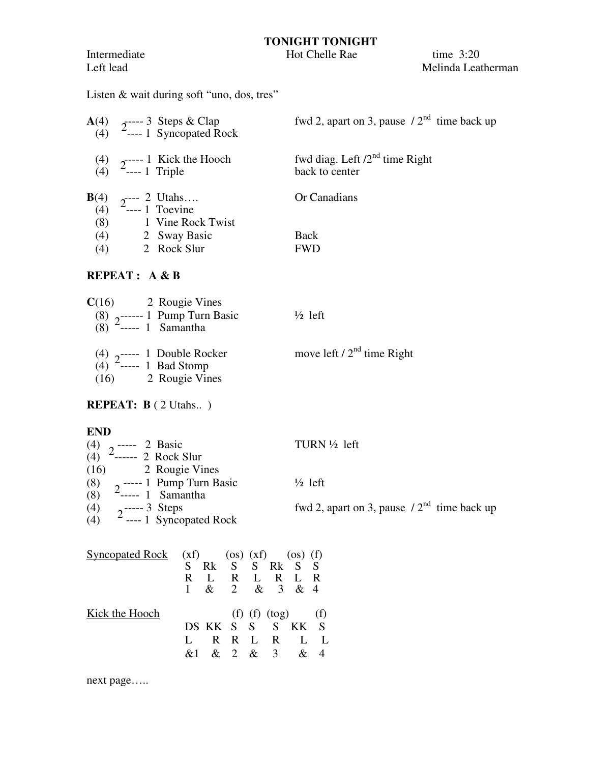# TONIGHT TONIGHT

Intermediate — Hot Chelle Rae — time 3:20

Left lead — Melinda Leatherman

Listen & wait during soft "uno, dos, tres"

**A**(4) 2 ---- 3 Steps & Clap — fwd 2, apart on 3, pause / 2nd time back up
(4) ---- 1 Syncopated Rock

(4) 2 ---- 1 Kick the Hooch — fwd diag. Left /2nd time Right
(4) ---- 1 Triple — back to center

**B**(4) 2 ---- 2 Utahs…. — Or Canadians
(4) ---- 1 Toevine
(8) 1 Vine Rock Twist
(4) 2 Sway Basic — Back
(4) 2 Rock Slur — FWD

**REPEAT : A & B**

**C**(16) 2 Rougie Vines
(8) 2 ------ 1 Pump Turn Basic — ½ left
(8) ----- 1 Samantha

(4) 2 ----- 1 Double Rocker — move left / 2nd time Right
(4) ----- 1 Bad Stomp
(16) 2 Rougie Vines

**REPEAT: B** ( 2 Utahs.. )

**END**
(4) 2 ----- 2 Basic — TURN ½ left
(4) ------ 2 Rock Slur
(16) 2 Rougie Vines
(8) 2 ----- 1 Pump Turn Basic — ½ left
(8) ----- 1 Samantha
(4) 2 ----- 3 Steps — fwd 2, apart on 3, pause / 2nd time back up
(4) ---- 1 Syncopated Rock

<u>Syncopated Rock</u>

| (xf) | | (os) | (xf) | | (os) | (f) |
|---|---|---|---|---|---|---|
| S | Rk | S | S | Rk | S | S |
| R | L | R | L | R | L | R |
| 1 | & | 2 | & | 3 | & | 4 |

<u>Kick the Hooch</u>

| | | (f) | (f) | (tog) | | (f) |
|---|---|---|---|---|---|---|
| DS | KK | S | S | S | KK | S |
| L | R | R | L | R | L | L |
| &1 | & | 2 | & | 3 | & | 4 |

next page…..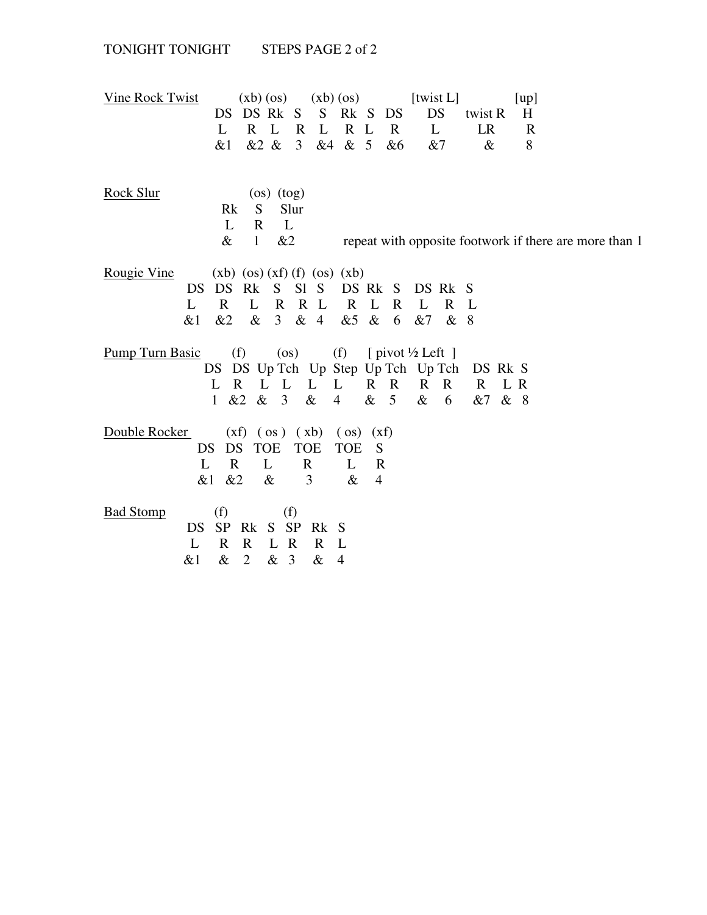## Vine Rock Twist

| | | | | | | | | | | |
|---|---|---|---|---|---|---|---|---|---|---|
| | (xb) | (os) | | (xb) | (os) | | | [twist L] | | [up] |
| DS | DS | Rk | S | S | Rk | S | DS | DS | twist R | H |
| L | R | L | R | L | R | L | R | L | LR | R |
| &1 | &2 | & | 3 | &4 | & | 5 | &6 | &7 | & | 8 |

## Rock Slur

| | | |
|---|---|---|
| | (os) | (tog) |
| Rk | S | Slur |
| L | R | L |
| & | 1 | &2 |

repeat with opposite footwork if there are more than 1

## Rougie Vine

| | | | | | | | | | | | |
|---|---|---|---|---|---|---|---|---|---|---|---|
| | (xb) | (os) | (xf) | (f) | (os) | (xb) | | | | | |
| DS | DS | Rk | S | Sl | S | DS | Rk | S | DS | Rk | S |
| L | R | L | R | R | L | R | L | R | L | R | L |
| &1 | &2 | & | 3 | & | 4 | &5 | & | 6 | &7 | & | 8 |

## Pump Turn Basic

| | | | | | | | | | | | | |
|---|---|---|---|---|---|---|---|---|---|---|---|---|
| | (f) | | (os) | | (f) | [ pivot ½ Left ] | | | | | | |
| DS | DS | Up | Tch | Up | Step | Up | Tch | Up | Tch | DS | Rk | S |
| L | R | L | L | L | L | R | R | R | R | R | L | R |
| 1 | &2 | & | 3 | & | 4 | & | 5 | & | 6 | &7 | & | 8 |

## Double Rocker

| | | | | | |
|---|---|---|---|---|---|
| | (xf) | ( os ) | ( xb) | ( os) | (xf) |
| DS | DS | TOE | TOE | TOE | S |
| L | R | L | R | L | R |
| &1 | &2 | & | 3 | & | 4 |

## Bad Stomp

| | | | | | | |
|---|---|---|---|---|---|---|
| | (f) | | | (f) | | |
| DS | SP | Rk | S | SP | Rk | S |
| L | R | R | L | R | R | L |
| &1 | & | 2 | & | 3 | & | 4 |